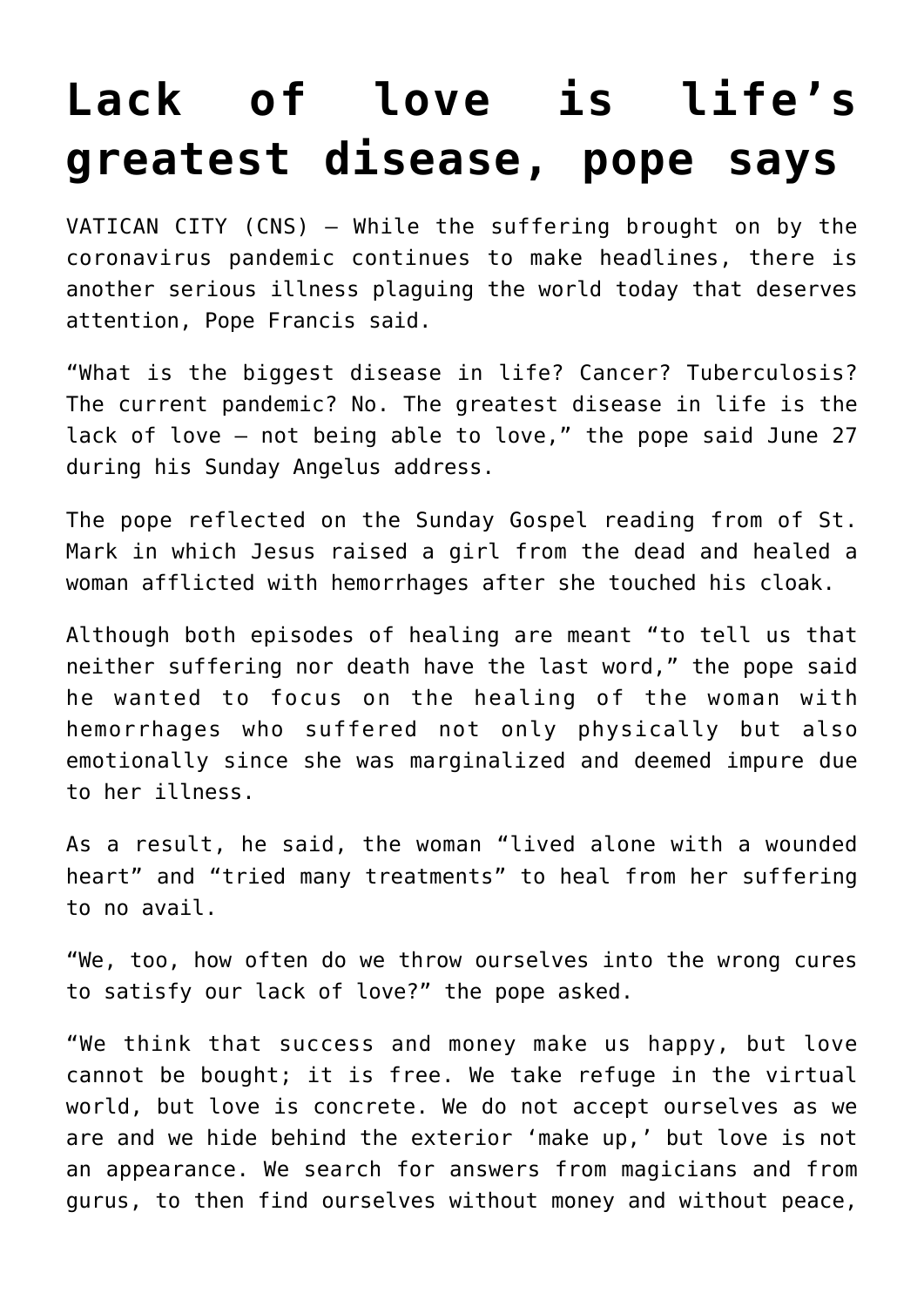# Lack of love is life's greatest disease, pope says

VATICAN CITY (CNS) — While the suffering brought on by the coronavirus pandemic continues to make headlines, there is another serious illness plaguing the world today that deserves attention, Pope Francis said.

"What is the biggest disease in life? Cancer? Tuberculosis? The current pandemic? No. The greatest disease in life is the lack of love — not being able to love," the pope said June 27 during his Sunday Angelus address.

The pope reflected on the Sunday Gospel reading from of St. Mark in which Jesus raised a girl from the dead and healed a woman afflicted with hemorrhages after she touched his cloak.

Although both episodes of healing are meant "to tell us that neither suffering nor death have the last word," the pope said he wanted to focus on the healing of the woman with hemorrhages who suffered not only physically but also emotionally since she was marginalized and deemed impure due to her illness.

As a result, he said, the woman "lived alone with a wounded heart" and "tried many treatments" to heal from her suffering to no avail.

"We, too, how often do we throw ourselves into the wrong cures to satisfy our lack of love?" the pope asked.

"We think that success and money make us happy, but love cannot be bought; it is free. We take refuge in the virtual world, but love is concrete. We do not accept ourselves as we are and we hide behind the exterior 'make up,' but love is not an appearance. We search for answers from magicians and from gurus, to then find ourselves without money and without peace,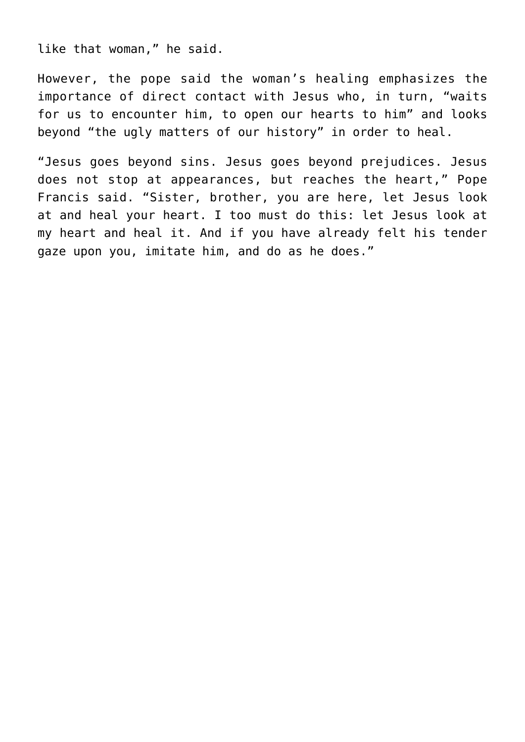like that woman," he said.

However, the pope said the woman's healing emphasizes the importance of direct contact with Jesus who, in turn, "waits for us to encounter him, to open our hearts to him" and looks beyond "the ugly matters of our history" in order to heal.

"Jesus goes beyond sins. Jesus goes beyond prejudices. Jesus does not stop at appearances, but reaches the heart," Pope Francis said. "Sister, brother, you are here, let Jesus look at and heal your heart. I too must do this: let Jesus look at my heart and heal it. And if you have already felt his tender gaze upon you, imitate him, and do as he does."